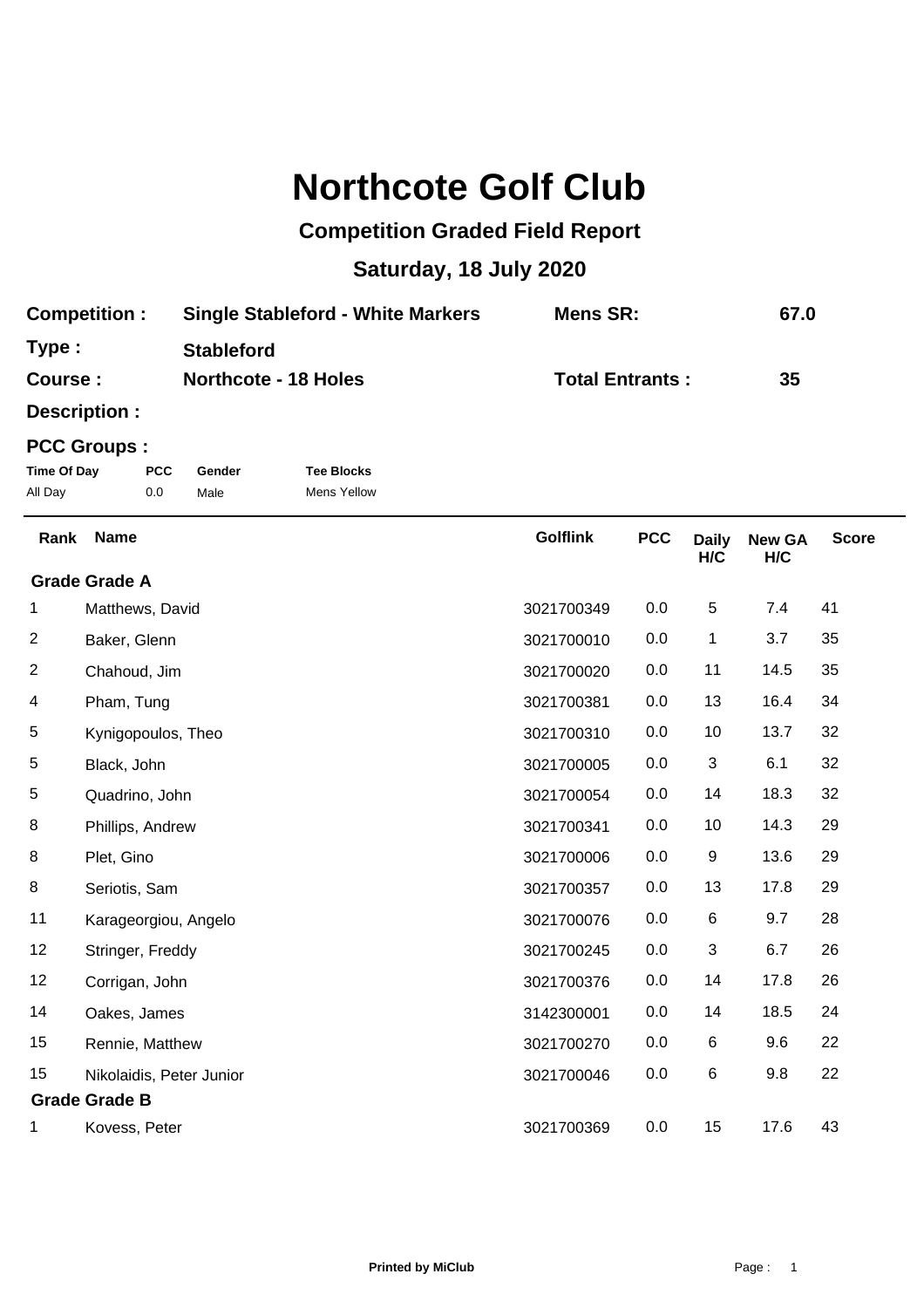# Northcote Golf Club

## Competition Graded Field Report

## Saturday, 18 July 2020

| | | | |
|---|---|---|---|
| **Competition :** | **Single Stableford - White Markers** | **Mens SR:** | **67.0** |
| **Type :** | **Stableford** | | |
| **Course :** | **Northcote - 18 Holes** | **Total Entrants :** | **35** |
| **Description :** | | | |

**PCC Groups :**

| Time Of Day | PCC | Gender | Tee Blocks |
|---|---|---|---|
| All Day | 0.0 | Male | Mens Yellow |

| Rank | Name | Golflink | PCC | Daily H/C | New GA H/C | Score |
|---|---|---|---|---|---|---|
| **Grade Grade A** | | | | | | |
| 1 | Matthews, David | 3021700349 | 0.0 | 5 | 7.4 | 41 |
| 2 | Baker, Glenn | 3021700010 | 0.0 | 1 | 3.7 | 35 |
| 2 | Chahoud, Jim | 3021700020 | 0.0 | 11 | 14.5 | 35 |
| 4 | Pham, Tung | 3021700381 | 0.0 | 13 | 16.4 | 34 |
| 5 | Kynigopoulos, Theo | 3021700310 | 0.0 | 10 | 13.7 | 32 |
| 5 | Black, John | 3021700005 | 0.0 | 3 | 6.1 | 32 |
| 5 | Quadrino, John | 3021700054 | 0.0 | 14 | 18.3 | 32 |
| 8 | Phillips, Andrew | 3021700341 | 0.0 | 10 | 14.3 | 29 |
| 8 | Plet, Gino | 3021700006 | 0.0 | 9 | 13.6 | 29 |
| 8 | Seriotis, Sam | 3021700357 | 0.0 | 13 | 17.8 | 29 |
| 11 | Karageorgiou, Angelo | 3021700076 | 0.0 | 6 | 9.7 | 28 |
| 12 | Stringer, Freddy | 3021700245 | 0.0 | 3 | 6.7 | 26 |
| 12 | Corrigan, John | 3021700376 | 0.0 | 14 | 17.8 | 26 |
| 14 | Oakes, James | 3142300001 | 0.0 | 14 | 18.5 | 24 |
| 15 | Rennie, Matthew | 3021700270 | 0.0 | 6 | 9.6 | 22 |
| 15 | Nikolaidis, Peter Junior | 3021700046 | 0.0 | 6 | 9.8 | 22 |
| **Grade Grade B** | | | | | | |
| 1 | Kovess, Peter | 3021700369 | 0.0 | 15 | 17.6 | 43 |

Printed by MiClub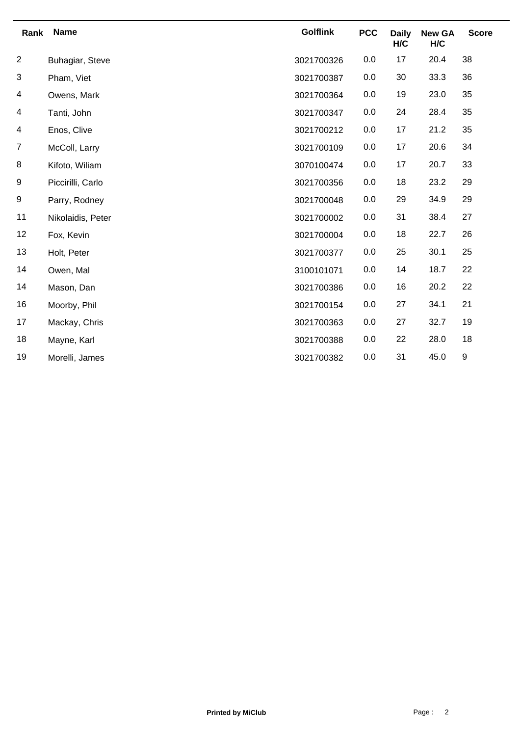| Rank | Name | Golflink | PCC | Daily H/C | New GA H/C | Score |
|---|---|---|---|---|---|---|
| 2 | Buhagiar, Steve | 3021700326 | 0.0 | 17 | 20.4 | 38 |
| 3 | Pham, Viet | 3021700387 | 0.0 | 30 | 33.3 | 36 |
| 4 | Owens, Mark | 3021700364 | 0.0 | 19 | 23.0 | 35 |
| 4 | Tanti, John | 3021700347 | 0.0 | 24 | 28.4 | 35 |
| 4 | Enos, Clive | 3021700212 | 0.0 | 17 | 21.2 | 35 |
| 7 | McColl, Larry | 3021700109 | 0.0 | 17 | 20.6 | 34 |
| 8 | Kifoto, Wiliam | 3070100474 | 0.0 | 17 | 20.7 | 33 |
| 9 | Piccirilli, Carlo | 3021700356 | 0.0 | 18 | 23.2 | 29 |
| 9 | Parry, Rodney | 3021700048 | 0.0 | 29 | 34.9 | 29 |
| 11 | Nikolaidis, Peter | 3021700002 | 0.0 | 31 | 38.4 | 27 |
| 12 | Fox, Kevin | 3021700004 | 0.0 | 18 | 22.7 | 26 |
| 13 | Holt, Peter | 3021700377 | 0.0 | 25 | 30.1 | 25 |
| 14 | Owen, Mal | 3100101071 | 0.0 | 14 | 18.7 | 22 |
| 14 | Mason, Dan | 3021700386 | 0.0 | 16 | 20.2 | 22 |
| 16 | Moorby, Phil | 3021700154 | 0.0 | 27 | 34.1 | 21 |
| 17 | Mackay, Chris | 3021700363 | 0.0 | 27 | 32.7 | 19 |
| 18 | Mayne, Karl | 3021700388 | 0.0 | 22 | 28.0 | 18 |
| 19 | Morelli, James | 3021700382 | 0.0 | 31 | 45.0 | 9 |

**Printed by MiClub**